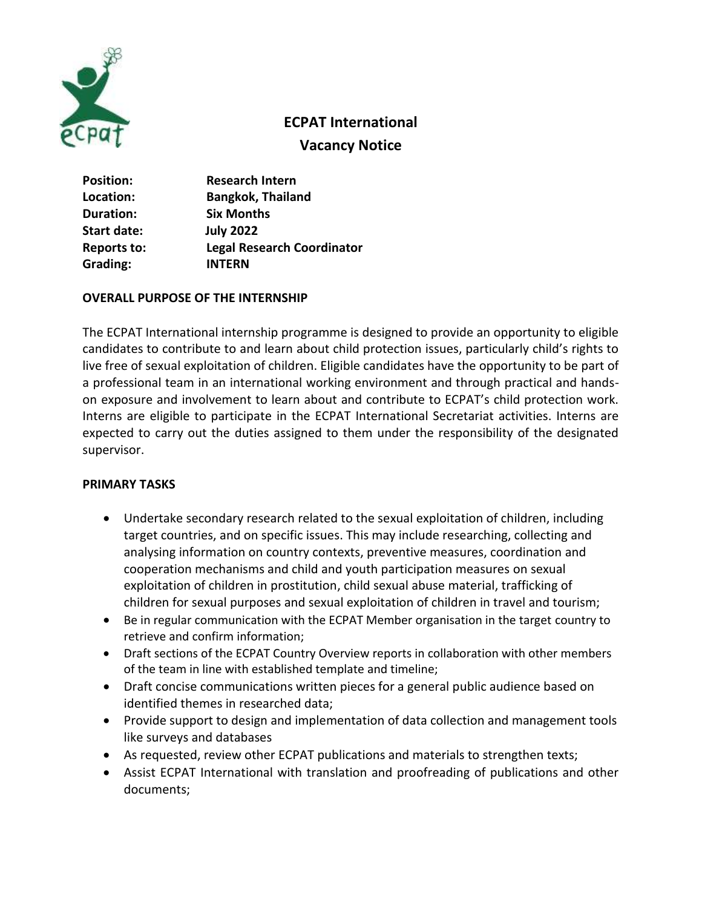# ECPAT International
## Vacancy Notice

| | |
|---|---|
| **Position:** | **Research Intern** |
| **Location:** | **Bangkok, Thailand** |
| **Duration:** | **Six Months** |
| **Start date:** | **July 2022** |
| **Reports to:** | **Legal Research Coordinator** |
| **Grading:** | **INTERN** |

### OVERALL PURPOSE OF THE INTERNSHIP

The ECPAT International internship programme is designed to provide an opportunity to eligible candidates to contribute to and learn about child protection issues, particularly child's rights to live free of sexual exploitation of children. Eligible candidates have the opportunity to be part of a professional team in an international working environment and through practical and hands-on exposure and involvement to learn about and contribute to ECPAT's child protection work. Interns are eligible to participate in the ECPAT International Secretariat activities. Interns are expected to carry out the duties assigned to them under the responsibility of the designated supervisor.

### PRIMARY TASKS

- Undertake secondary research related to the sexual exploitation of children, including target countries, and on specific issues. This may include researching, collecting and analysing information on country contexts, preventive measures, coordination and cooperation mechanisms and child and youth participation measures on sexual exploitation of children in prostitution, child sexual abuse material, trafficking of children for sexual purposes and sexual exploitation of children in travel and tourism;
- Be in regular communication with the ECPAT Member organisation in the target country to retrieve and confirm information;
- Draft sections of the ECPAT Country Overview reports in collaboration with other members of the team in line with established template and timeline;
- Draft concise communications written pieces for a general public audience based on identified themes in researched data;
- Provide support to design and implementation of data collection and management tools like surveys and databases
- As requested, review other ECPAT publications and materials to strengthen texts;
- Assist ECPAT International with translation and proofreading of publications and other documents;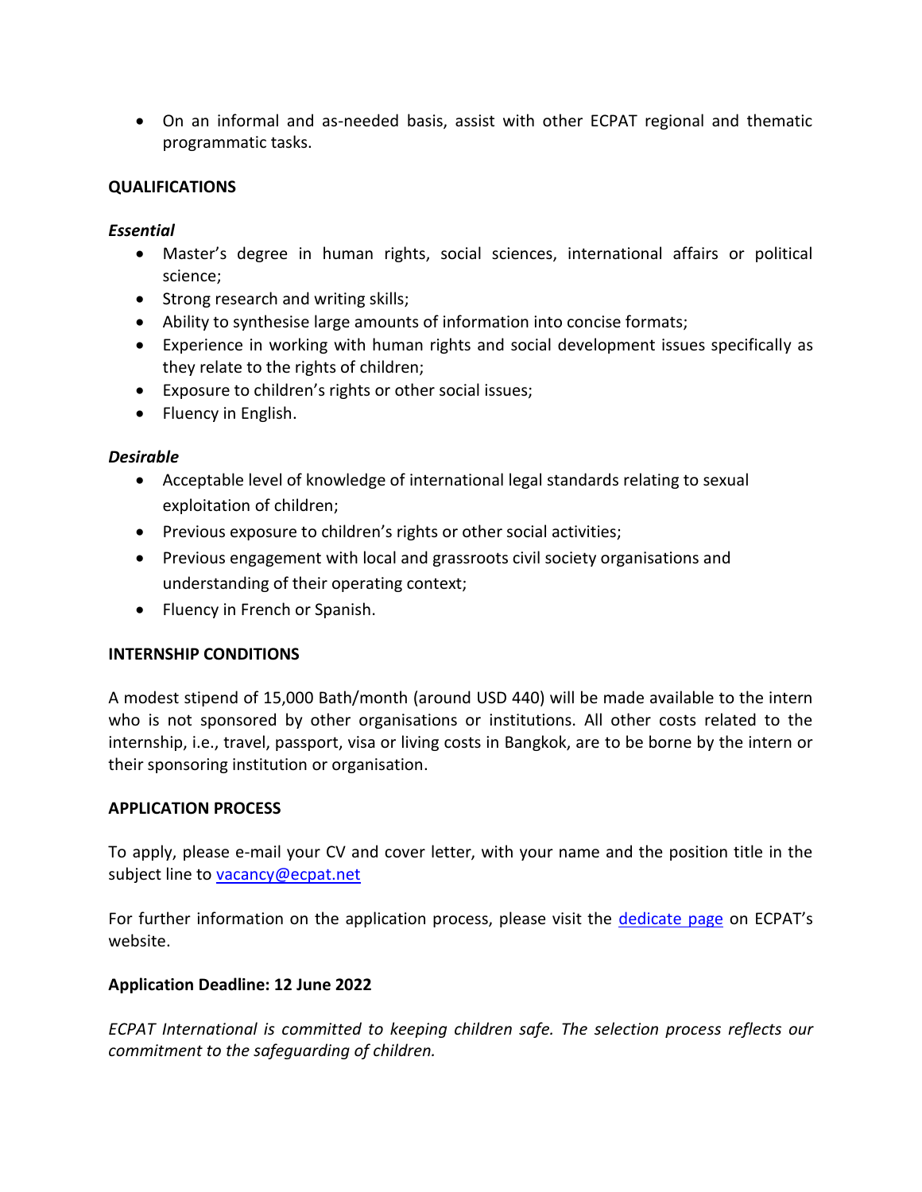- On an informal and as-needed basis, assist with other ECPAT regional and thematic programmatic tasks.

## QUALIFICATIONS

### *Essential*

- Master's degree in human rights, social sciences, international affairs or political science;
- Strong research and writing skills;
- Ability to synthesise large amounts of information into concise formats;
- Experience in working with human rights and social development issues specifically as they relate to the rights of children;
- Exposure to children's rights or other social issues;
- Fluency in English.

### *Desirable*

- Acceptable level of knowledge of international legal standards relating to sexual exploitation of children;
- Previous exposure to children's rights or other social activities;
- Previous engagement with local and grassroots civil society organisations and understanding of their operating context;
- Fluency in French or Spanish.

## INTERNSHIP CONDITIONS

A modest stipend of 15,000 Bath/month (around USD 440) will be made available to the intern who is not sponsored by other organisations or institutions. All other costs related to the internship, i.e., travel, passport, visa or living costs in Bangkok, are to be borne by the intern or their sponsoring institution or organisation.

## APPLICATION PROCESS

To apply, please e-mail your CV and cover letter, with your name and the position title in the subject line to vacancy@ecpat.net

For further information on the application process, please visit the dedicate page on ECPAT's website.

**Application Deadline: 12 June 2022**

*ECPAT International is committed to keeping children safe. The selection process reflects our commitment to the safeguarding of children.*